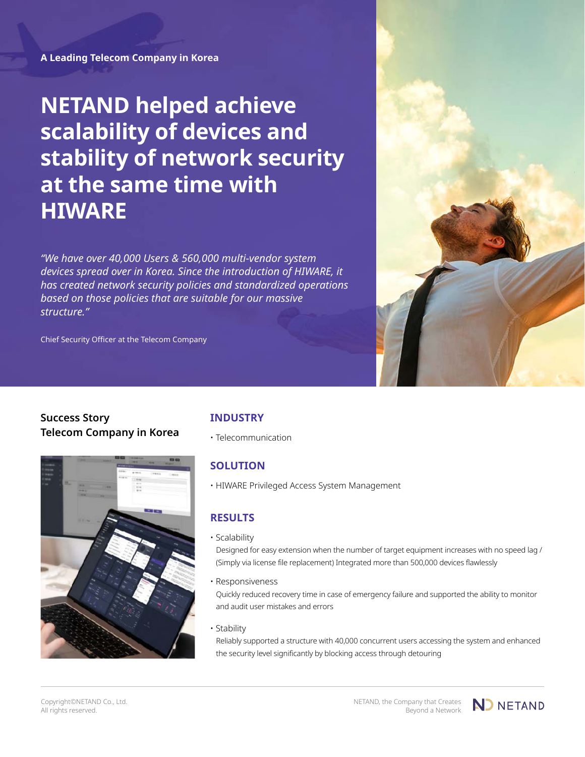A Leading Telecom Company in Korea

# NETAND helped achieve scalability of devices and stability of network security at the same time with HIWARE

*"We have over 40,000 Users & 560,000 multi-vendor system devices spread over in Korea. Since the introduction of HIWARE, it has created network security policies and standardized operations based on those policies that are suitable for our massive structure."*

Chief Security Officer at the Telecom Company

## Success Story
## Telecom Company in Korea

### INDUSTRY

- Telecommunication

### SOLUTION

- HIWARE Privileged Access System Management

### RESULTS

- Scalability
  Designed for easy extension when the number of target equipment increases with no speed lag / (Simply via license file replacement) Integrated more than 500,000 devices flawlessly

- Responsiveness
  Quickly reduced recovery time in case of emergency failure and supported the ability to monitor and audit user mistakes and errors

- Stability
  Reliably supported a structure with 40,000 concurrent users accessing the system and enhanced the security level significantly by blocking access through detouring

Copyright©NETAND Co., Ltd.
All rights reserved.

NETAND, the Company that Creates Beyond a Network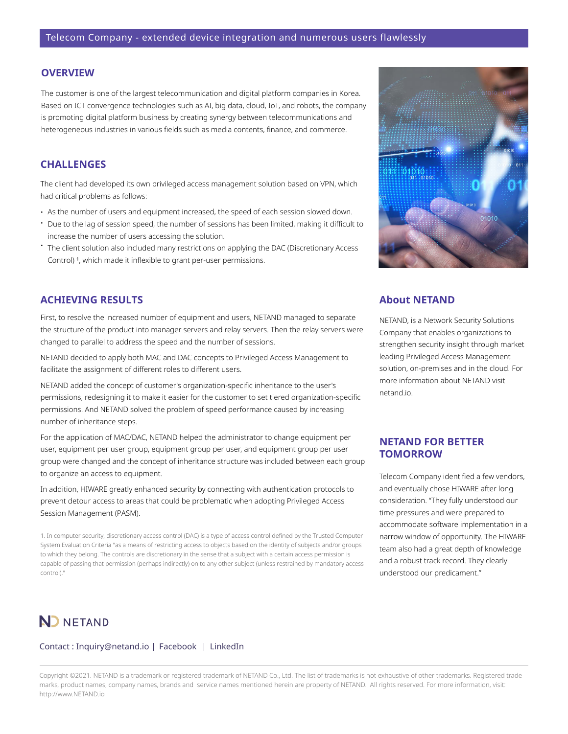# Telecom Company - extended device integration and numerous users flawlessly

## OVERVIEW

The customer is one of the largest telecommunication and digital platform companies in Korea. Based on ICT convergence technologies such as AI, big data, cloud, IoT, and robots, the company is promoting digital platform business by creating synergy between telecommunications and heterogeneous industries in various fields such as media contents, finance, and commerce.

## CHALLENGES

The client had developed its own privileged access management solution based on VPN, which had critical problems as follows:

- As the number of users and equipment increased, the speed of each session slowed down.
- Due to the lag of session speed, the number of sessions has been limited, making it difficult to increase the number of users accessing the solution.
- The client solution also included many restrictions on applying the DAC (Discretionary Access Control) [1], which made it inflexible to grant per-user permissions.

## ACHIEVING RESULTS

First, to resolve the increased number of equipment and users, NETAND managed to separate the structure of the product into manager servers and relay servers. Then the relay servers were changed to parallel to address the speed and the number of sessions.

NETAND decided to apply both MAC and DAC concepts to Privileged Access Management to facilitate the assignment of different roles to different users.

NETAND added the concept of customer's organization-specific inheritance to the user's permissions, redesigning it to make it easier for the customer to set tiered organization-specific permissions. And NETAND solved the problem of speed performance caused by increasing number of inheritance steps.

For the application of MAC/DAC, NETAND helped the administrator to change equipment per user, equipment per user group, equipment group per user, and equipment group per user group were changed and the concept of inheritance structure was included between each group to organize an access to equipment.

In addition, HIWARE greatly enhanced security by connecting with authentication protocols to prevent detour access to areas that could be problematic when adopting Privileged Access Session Management (PASM).

1. In computer security, discretionary access control (DAC) is a type of access control defined by the Trusted Computer System Evaluation Criteria "as a means of restricting access to objects based on the identity of subjects and/or groups to which they belong. The controls are discretionary in the sense that a subject with a certain access permission is capable of passing that permission (perhaps indirectly) on to any other subject (unless restrained by mandatory access control)."

## About NETAND

NETAND, is a Network Security Solutions Company that enables organizations to strengthen security insight through market leading Privileged Access Management solution, on-premises and in the cloud. For more information about NETAND visit netand.io.

## NETAND FOR BETTER TOMORROW

Telecom Company identified a few vendors, and eventually chose HIWARE after long consideration. "They fully understood our time pressures and were prepared to accommodate software implementation in a narrow window of opportunity. The HIWARE team also had a great depth of knowledge and a robust track record. They clearly understood our predicament."

NETAND

Contact : Inquiry@netand.io | Facebook | LinkedIn

Copyright ©2021. NETAND is a trademark or registered trademark of NETAND Co., Ltd. The list of trademarks is not exhaustive of other trademarks. Registered trade marks, product names, company names, brands and service names mentioned herein are property of NETAND. All rights reserved. For more information, visit: http://www.NETAND.io